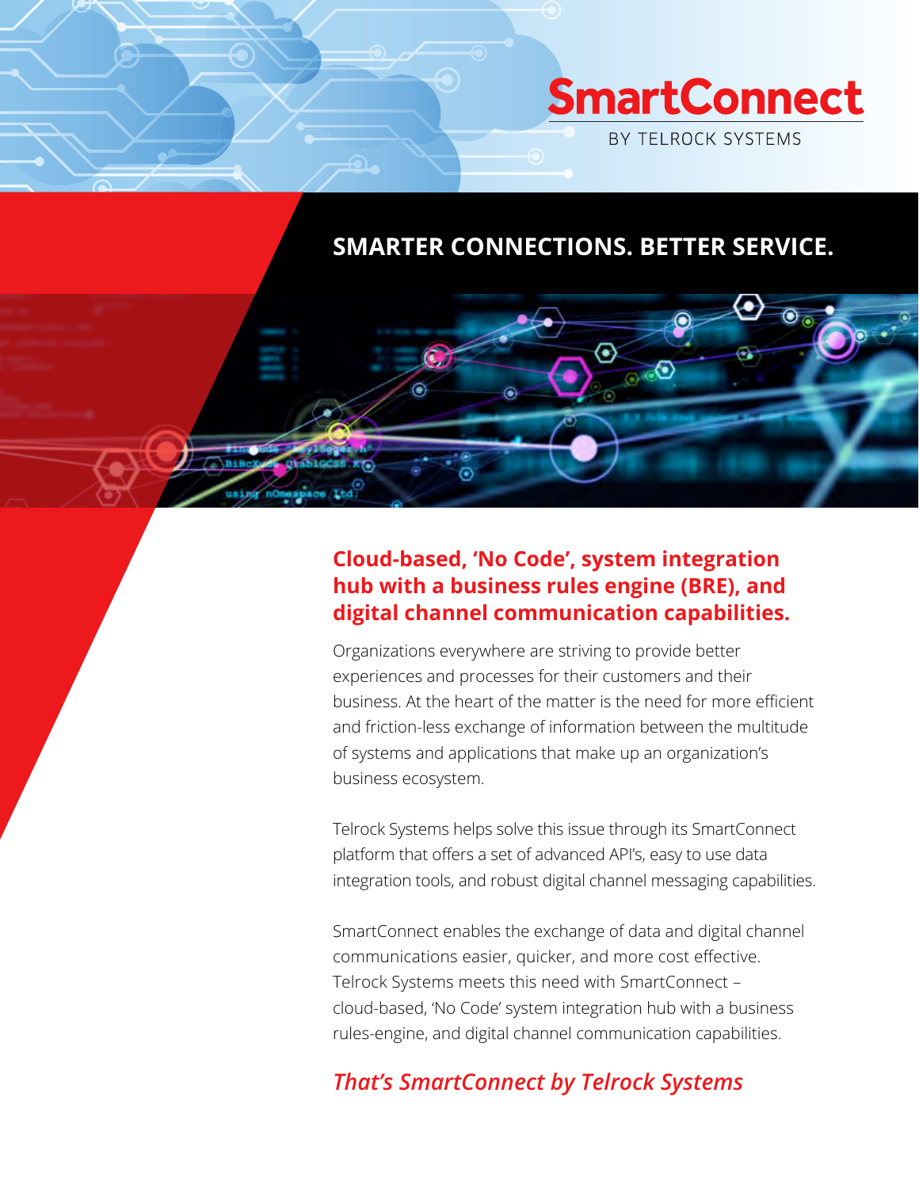# SmartConnect

BY TELROCK SYSTEMS

## SMARTER CONNECTIONS. BETTER SERVICE.

### Cloud-based, 'No Code', system integration hub with a business rules engine (BRE), and digital channel communication capabilities.

Organizations everywhere are striving to provide better experiences and processes for their customers and their business. At the heart of the matter is the need for more efficient and friction-less exchange of information between the multitude of systems and applications that make up an organization's business ecosystem.

Telrock Systems helps solve this issue through its SmartConnect platform that offers a set of advanced API's, easy to use data integration tools, and robust digital channel messaging capabilities.

SmartConnect enables the exchange of data and digital channel communications easier, quicker, and more cost effective. Telrock Systems meets this need with SmartConnect – cloud-based, 'No Code' system integration hub with a business rules-engine, and digital channel communication capabilities.

***That's SmartConnect by Telrock Systems***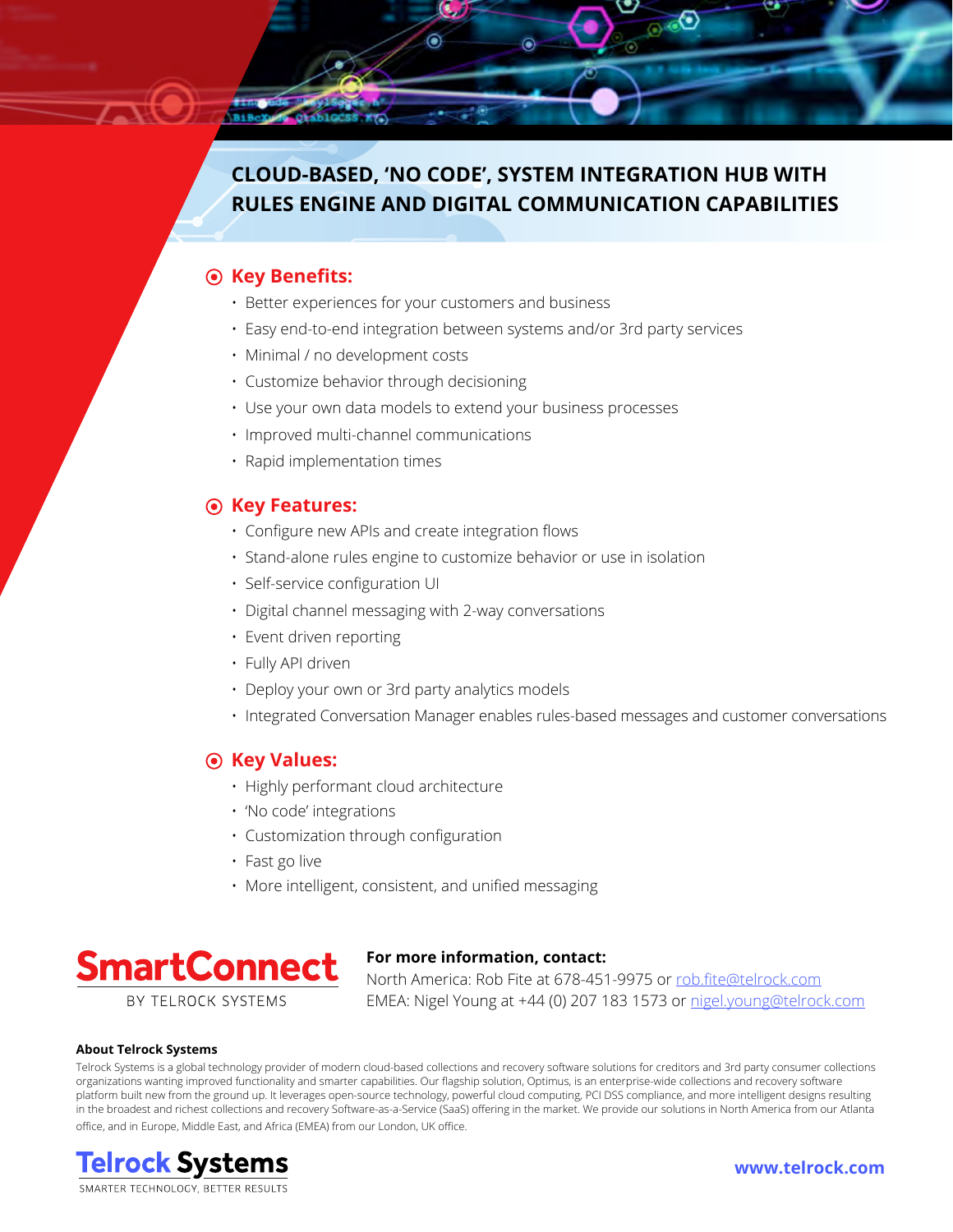# CLOUD-BASED, 'NO CODE', SYSTEM INTEGRATION HUB WITH RULES ENGINE AND DIGITAL COMMUNICATION CAPABILITIES

## Key Benefits:

- Better experiences for your customers and business
- Easy end-to-end integration between systems and/or 3rd party services
- Minimal / no development costs
- Customize behavior through decisioning
- Use your own data models to extend your business processes
- Improved multi-channel communications
- Rapid implementation times

## Key Features:

- Configure new APIs and create integration flows
- Stand-alone rules engine to customize behavior or use in isolation
- Self-service configuration UI
- Digital channel messaging with 2-way conversations
- Event driven reporting
- Fully API driven
- Deploy your own or 3rd party analytics models
- Integrated Conversation Manager enables rules-based messages and customer conversations

## Key Values:

- Highly performant cloud architecture
- 'No code' integrations
- Customization through configuration
- Fast go live
- More intelligent, consistent, and unified messaging

**SmartConnect**
BY TELROCK SYSTEMS

**For more information, contact:**
North America: Rob Fite at 678-451-9975 or rob.fite@telrock.com
EMEA: Nigel Young at +44 (0) 207 183 1573 or nigel.young@telrock.com

**About Telrock Systems**

Telrock Systems is a global technology provider of modern cloud-based collections and recovery software solutions for creditors and 3rd party consumer collections organizations wanting improved functionality and smarter capabilities. Our flagship solution, Optimus, is an enterprise-wide collections and recovery software platform built new from the ground up. It leverages open-source technology, powerful cloud computing, PCI DSS compliance, and more intelligent designs resulting in the broadest and richest collections and recovery Software-as-a-Service (SaaS) offering in the market. We provide our solutions in North America from our Atlanta office, and in Europe, Middle East, and Africa (EMEA) from our London, UK office.

**Telrock Systems**
SMARTER TECHNOLOGY, BETTER RESULTS

**www.telrock.com**